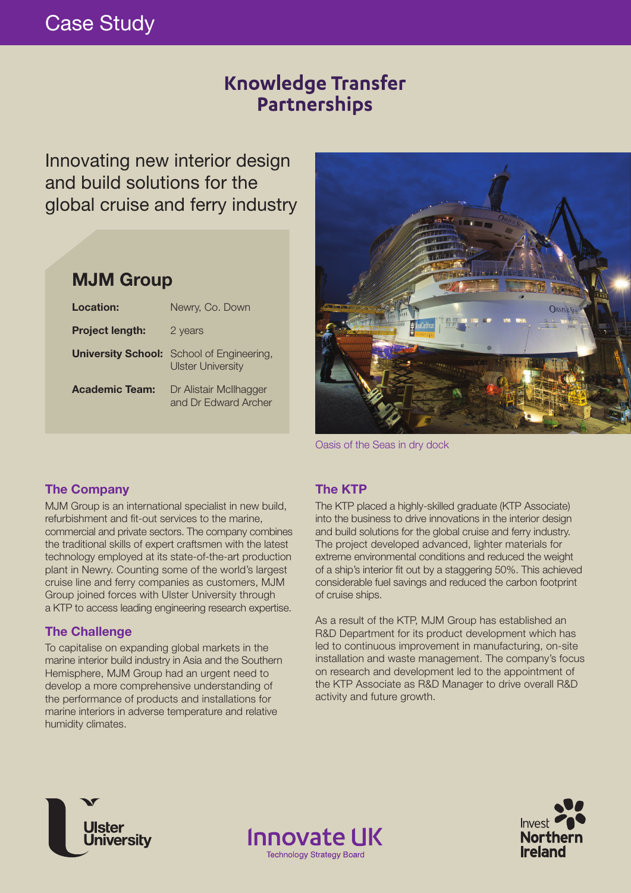Case Study

# Knowledge Transfer Partnerships

## Innovating new interior design and build solutions for the global cruise and ferry industry

### MJM Group

| | |
|---|---|
| **Location:** | Newry, Co. Down |
| **Project length:** | 2 years |
| **University School:** | School of Engineering, Ulster University |
| **Academic Team:** | Dr Alistair McIlhagger and Dr Edward Archer |

Oasis of the Seas in dry dock

### The Company

MJM Group is an international specialist in new build, refurbishment and fit-out services to the marine, commercial and private sectors. The company combines the traditional skills of expert craftsmen with the latest technology employed at its state-of-the-art production plant in Newry. Counting some of the world's largest cruise line and ferry companies as customers, MJM Group joined forces with Ulster University through a KTP to access leading engineering research expertise.

### The Challenge

To capitalise on expanding global markets in the marine interior build industry in Asia and the Southern Hemisphere, MJM Group had an urgent need to develop a more comprehensive understanding of the performance of products and installations for marine interiors in adverse temperature and relative humidity climates.

### The KTP

The KTP placed a highly-skilled graduate (KTP Associate) into the business to drive innovations in the interior design and build solutions for the global cruise and ferry industry. The project developed advanced, lighter materials for extreme environmental conditions and reduced the weight of a ship's interior fit out by a staggering 50%. This achieved considerable fuel savings and reduced the carbon footprint of cruise ships.

As a result of the KTP, MJM Group has established an R&D Department for its product development which has led to continuous improvement in manufacturing, on-site installation and waste management. The company's focus on research and development led to the appointment of the KTP Associate as R&D Manager to drive overall R&D activity and future growth.

Ulster University | Innovate UK Technology Strategy Board | Invest Northern Ireland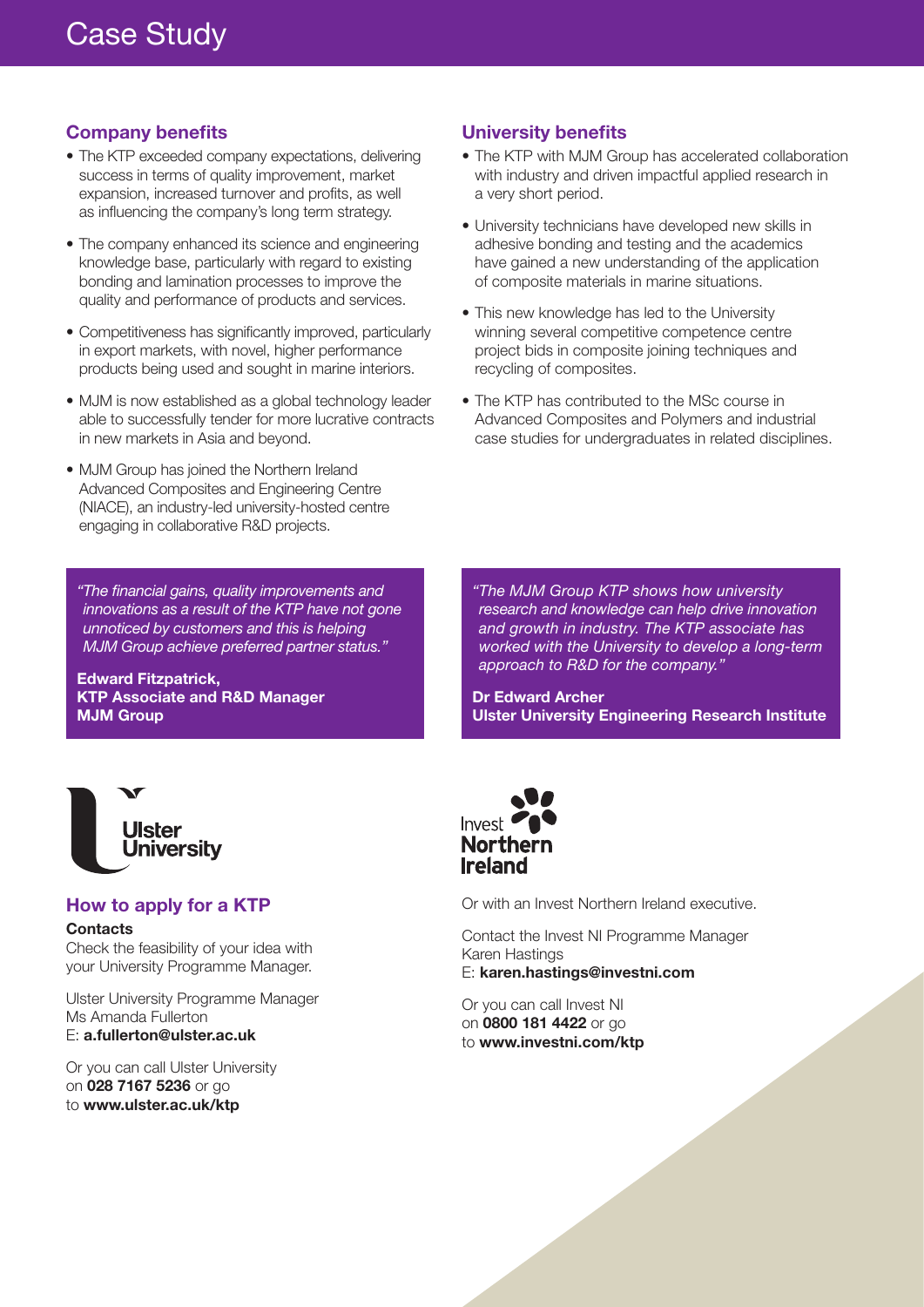# Case Study

## Company benefits

- The KTP exceeded company expectations, delivering success in terms of quality improvement, market expansion, increased turnover and profits, as well as influencing the company's long term strategy.
- The company enhanced its science and engineering knowledge base, particularly with regard to existing bonding and lamination processes to improve the quality and performance of products and services.
- Competitiveness has significantly improved, particularly in export markets, with novel, higher performance products being used and sought in marine interiors.
- MJM is now established as a global technology leader able to successfully tender for more lucrative contracts in new markets in Asia and beyond.
- MJM Group has joined the Northern Ireland Advanced Composites and Engineering Centre (NIACE), an industry-led university-hosted centre engaging in collaborative R&D projects.

*"The financial gains, quality improvements and innovations as a result of the KTP have not gone unnoticed by customers and this is helping MJM Group achieve preferred partner status."*

**Edward Fitzpatrick,**
**KTP Associate and R&D Manager**
**MJM Group**

## University benefits

- The KTP with MJM Group has accelerated collaboration with industry and driven impactful applied research in a very short period.
- University technicians have developed new skills in adhesive bonding and testing and the academics have gained a new understanding of the application of composite materials in marine situations.
- This new knowledge has led to the University winning several competitive competence centre project bids in composite joining techniques and recycling of composites.
- The KTP has contributed to the MSc course in Advanced Composites and Polymers and industrial case studies for undergraduates in related disciplines.

*"The MJM Group KTP shows how university research and knowledge can help drive innovation and growth in industry. The KTP associate has worked with the University to develop a long-term approach to R&D for the company."*

**Dr Edward Archer**
**Ulster University Engineering Research Institute**

Ulster University

## How to apply for a KTP

**Contacts**
Check the feasibility of your idea with your University Programme Manager.

Ulster University Programme Manager
Ms Amanda Fullerton
E: **a.fullerton@ulster.ac.uk**

Or you can call Ulster University on **028 7167 5236** or go to **www.ulster.ac.uk/ktp**

Invest Northern Ireland

Or with an Invest Northern Ireland executive.

Contact the Invest NI Programme Manager
Karen Hastings
E: **karen.hastings@investni.com**

Or you can call Invest NI on **0800 181 4422** or go to **www.investni.com/ktp**